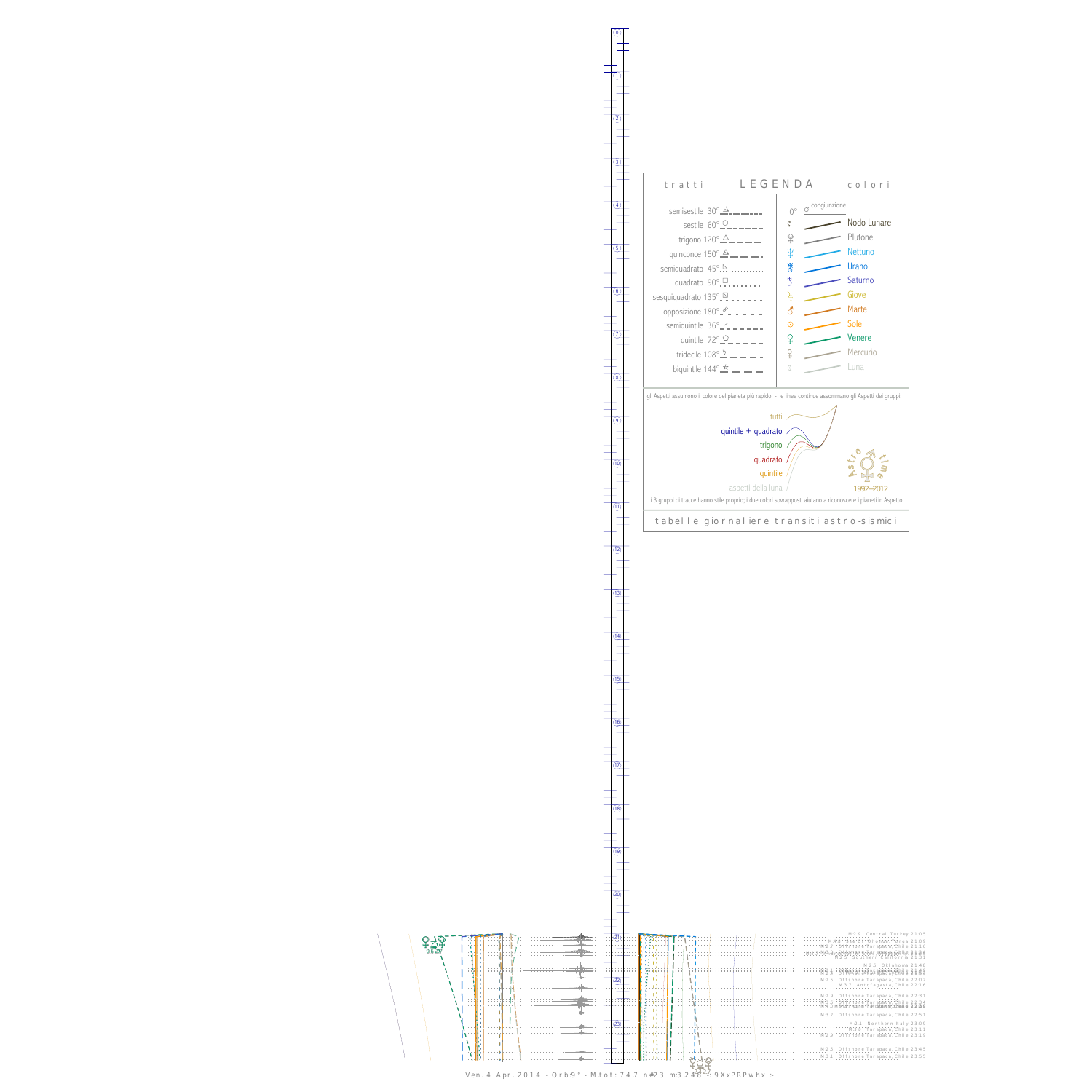# LEGENDA

**tratti** | **colori**

| tratti | colori |
|---|---|
| semisestile 30° | 0° congiunzione |
| sestile 60° | Nodo Lunare |
| trigono 120° | Plutone |
| quinconce 150° | Nettuno |
| semiquadrato 45° | Urano |
| quadrato 90° | Saturno |
| sesquiquadrato 135° | Giove |
| opposizione 180° | Marte |
| semiquintile 36° | Sole |
| quintile 72° | Venere |
| tridecile 108° | Mercurio |
| biquintile 144° | Luna |

gli Aspetti assumono il colore del pianeta più rapido - le linee continue assommano gli Aspetti dei gruppi:

- tutti
- quintile + quadrato
- trigono
- quadrato
- quintile
- aspetti della luna

Astro time 1992–2012

i 3 gruppi di tracce hanno stile proprio; i due colori sovrapposti aiutano a riconoscere i pianeti in Aspetto

tabelle giornaliere transiti astro-sismici

M 2.9 Central Turkey 21:05
M 4.6 South of Tonga 21:09
M 2.7 Offshore Tarapaca, Chile 21:16
M 3.0 Offshore Tarapaca, Chile 21:24
M 2.3 Southern California 21:31
M 2.5 Oklahoma 21:48
M 2.3 Offshore Tarapaca, Chile 21:53
M 2.5 Offshore Tarapaca, Chile 22:02
M 3.7 Antofagasta, Chile 22:16
M 2.9 Offshore Tarapaca, Chile 22:31
M 2.5 Offshore Tarapaca, Chile 22:34
M 2.4 Offshore Tarapaca, Chile 22:39
M 3.2 Offshore Tarapaca, Chile 22:51
M 2.3 Northern Italy 23:09
M 2.5 Tarapaca, Chile 23:11
M 2.9 Offshore Tarapaca, Chile 23:19
M 2.5 Offshore Tarapaca, Chile 23:45
M 3.1 Offshore Tarapaca, Chile 23:55

Ven. 4 Apr. 2014 - Orb:9° - M.tot: 74.7 n#23 m:3.248 -: 9XxPRPwhx :-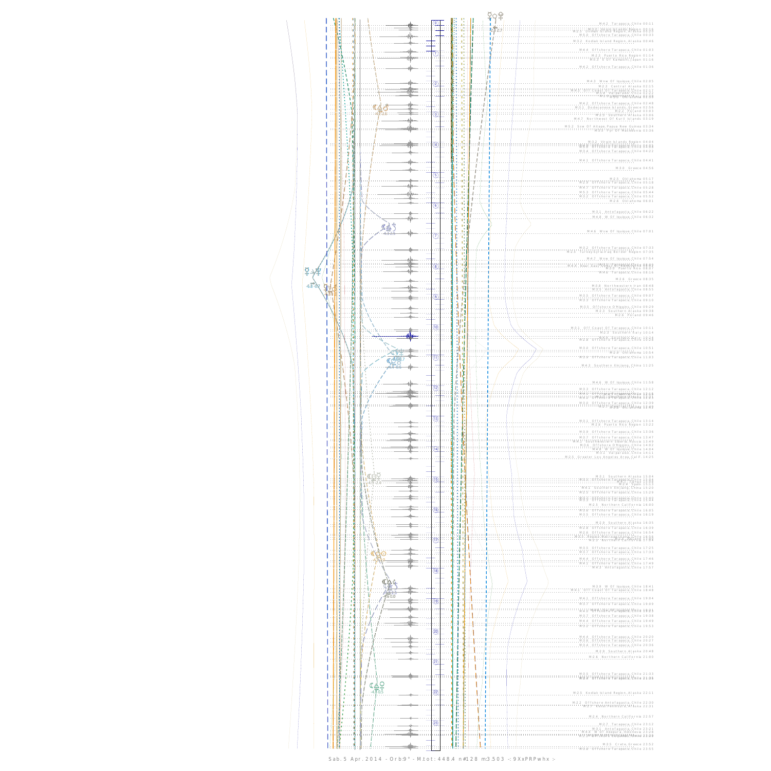M4.2 Tarapaca, Chile 00:11
M2.5 Offshore Tarapaca, Chile 00:30
M5.0 Offshore Tarapaca, Chile 00:33
M3.2 Kodiak Island Region, Alaska 00:46
M4.4 Offshore Tarapaca, Chile 01:03
M3.3 Puerto Rico Region 01:14
M3.9 S Of Kamaishi, Japan 01:16
M4.2 Offshore Tarapaca, Chile 01:36
M4.3 Wnw Of Iquique, Chile 02:05
M2.7 Central Alaska 02:15
M4.8 Offshore Tarapaca, Chile 02:17
M3.4 Valparaiso, Chile 02:21
M4.2 Offshore Tarapaca, Chile 02:48
M3.1 Dodecanese Islands, Greece 02:56
M2.7 Poland 03:03
M2.9 Southern Alaska 03:06
M4.7 Northwest Of Kuril Islands 03:19
M5.2 Ssw Of Aitape, Papua New Guinea 03:34
M3.4 Poland 03:36
M3.2 Virgin Islands Region 04:04
M4.0 Offshore Tarapaca, Chile 04:08
M3.4 Offshore Tarapaca, Chile 04:22
M4.1 Offshore Tarapaca, Chile 04:41
M3.0 Greece 04:56
M2.5 Oklahoma 05:17
M4.1 Offshore Tarapaca, Chile 05:18
M4.7 Offshore Tarapaca, Chile 05:28
M5.3 Offshore Tarapaca, Chile 05:44
M4.2 Offshore Tarapaca, Chile 05:52
M2.6 Oklahoma 06:01
M3.1 Antofagasta, Chile 06:22
M4.8 W Of Iquique, Chile 06:32
M4.6 Wsw Of Iquique, Chile 07:01
M3.2 Offshore Tarapaca, Chile 07:33
M2.5 Turkey-Syria-Iraq Border Region 07:35
M4.7 Wnw Of Iquique, Chile 07:54
M3.3 Puerto Rico 08:07
M4.4 Tarapaca, Chile 08:16
M2.6 Greece 08:35
M3.8 Northwestern Iran 08:48
M3.5 Antofagasta, Chile 08:55
M3.5 Offshore Tarapaca, Chile 09:07
M4.3 Offshore Tarapaca, Chile 09:10
M3.5 Offshore O'Higgins, Chile 09:29
M2.3 Southern Alaska 09:38
M2.6 Poland 09:46
M3.1 Off Coast Of Tarapaca, Chile 10:11
M2.3 Southern Italy 10:14
M2.8 Offshore Tarapaca, Chile 10:28
M3.0 Offshore Tarapaca, Chile 10:51
M2.5 Oklahoma 10:54
M2.9 Offshore Tarapaca, Chile 11:03
M4.3 Southern Xinjiang, China 11:25
M4.6 W Of Iquique, Chile 11:58
M3.3 Offshore Tarapaca, Chile 12:12
M3.0 Offshore Tarapaca, Chile 12:39
M3.3 Oklahoma 12:42
M3.1 Offshore Tarapaca, Chile 13:14
M2.6 Puerto Rico Region 13:22
M3.9 Offshore Tarapaca, Chile 13:36
M3.7 Offshore Tarapaca, Chile 13:47
M2.1 Southwestern Siberia, Russia 13:49
M3.6 Offshore O'Higgins, Chile 14:02
M4.8 W Of Iquique, Chile 14:04
M3.2 Valparaiso, Chile 14:11
M2.5 Greater Los Angeles Area, Calif. 14:25
M3.1 Southern Alaska 15:04
M3.4 Spain 15:13
M4.1 Southern Xinjiang, China 15:16
M2.5 Offshore Tarapaca, Chile 15:20
M2.5 Offshore Tarapaca, Chile 15:40
M2.5 Northern California 16:00
M2.8 Offshore Tarapaca, Chile 16:05
M3.5 Offshore Tarapaca, Chile 16:19
M2.8 Southern Alaska 16:35
M2.8 Offshore Tarapaca, Chile 16:39
M2.8 Offshore Tarapaca, Chile 16:54
M2.3 Northern California 17:08
M3.5 Offshore Tarapaca, Chile 17:25
M3.1 Offshore Tarapaca, Chile 17:33
M4.4 Offshore Tarapaca, Chile 17:46
M4.1 Offshore Tarapaca, Chile 17:49
M4.3 Antofagasta, Chile 17:57
M3.9 W Of Iquique, Chile 18:41
M4.1 Off Coast Of Tarapaca, Chile 18:48
M4.1 Offshore Tarapaca, Chile 19:04
M3.7 Offshore Tarapaca, Chile 19:09
M3.7 Offshore Tarapaca, Chile 19:38
M4.4 Offshore Tarapaca, Chile 19:49
M3.2 Offshore Tarapaca, Chile 19:53
M4.4 Offshore Tarapaca, Chile 20:20
M3.6 Offshore Tarapaca, Chile 20:27
M3.4 Offshore Tarapaca, Chile 20:36
M3.9 Southern Alaska 20:48
M2.6 Northern California 21:00
M3.5 Offshore Tarapaca, Chile 21:33
M4.0 Offshore Tarapaca, Chile 21:36
M2.5 Kodiak Island Region, Alaska 22:11
M2.2 Offshore Antofagasta, Chile 22:30
M2.5 Southern Alaska 22:31
M2.4 Northern California 22:57
M3.7 Tarapaca, Chile 23:12
M3.1 Antofagasta, Chile 23:21
M4.4 W Of Abepura, Indonesia 23:28
M3.5 Crete, Greece 23:52
M2.9 Offshore Tarapaca, Chile 23:55

Sab. 5 Apr. 2014 - Orb:9° - M.tot: 448.4 n#128 m:3.503 -: 9XxPRPwhx :-